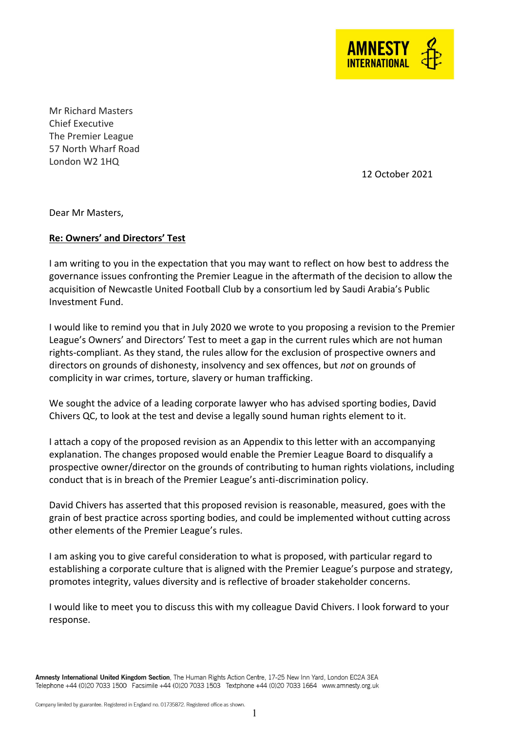Mr Richard Masters
Chief Executive
The Premier League
57 North Wharf Road
London W2 1HQ

12 October 2021

Dear Mr Masters,

**Re: Owners' and Directors' Test**

I am writing to you in the expectation that you may want to reflect on how best to address the governance issues confronting the Premier League in the aftermath of the decision to allow the acquisition of Newcastle United Football Club by a consortium led by Saudi Arabia's Public Investment Fund.

I would like to remind you that in July 2020 we wrote to you proposing a revision to the Premier League's Owners' and Directors' Test to meet a gap in the current rules which are not human rights-compliant. As they stand, the rules allow for the exclusion of prospective owners and directors on grounds of dishonesty, insolvency and sex offences, but *not* on grounds of complicity in war crimes, torture, slavery or human trafficking.

We sought the advice of a leading corporate lawyer who has advised sporting bodies, David Chivers QC, to look at the test and devise a legally sound human rights element to it.

I attach a copy of the proposed revision as an Appendix to this letter with an accompanying explanation. The changes proposed would enable the Premier League Board to disqualify a prospective owner/director on the grounds of contributing to human rights violations, including conduct that is in breach of the Premier League's anti-discrimination policy.

David Chivers has asserted that this proposed revision is reasonable, measured, goes with the grain of best practice across sporting bodies, and could be implemented without cutting across other elements of the Premier League's rules.

I am asking you to give careful consideration to what is proposed, with particular regard to establishing a corporate culture that is aligned with the Premier League's purpose and strategy, promotes integrity, values diversity and is reflective of broader stakeholder concerns.

I would like to meet you to discuss this with my colleague David Chivers. I look forward to your response.

**Amnesty International United Kingdom Section**, The Human Rights Action Centre, 17-25 New Inn Yard, London EC2A 3EA
Telephone +44 (0)20 7033 1500 Facsimile +44 (0)20 7033 1503 Textphone +44 (0)20 7033 1664 www.amnesty.org.uk

Company limited by guarantee. Registered in England no. 01735872. Registered office as shown.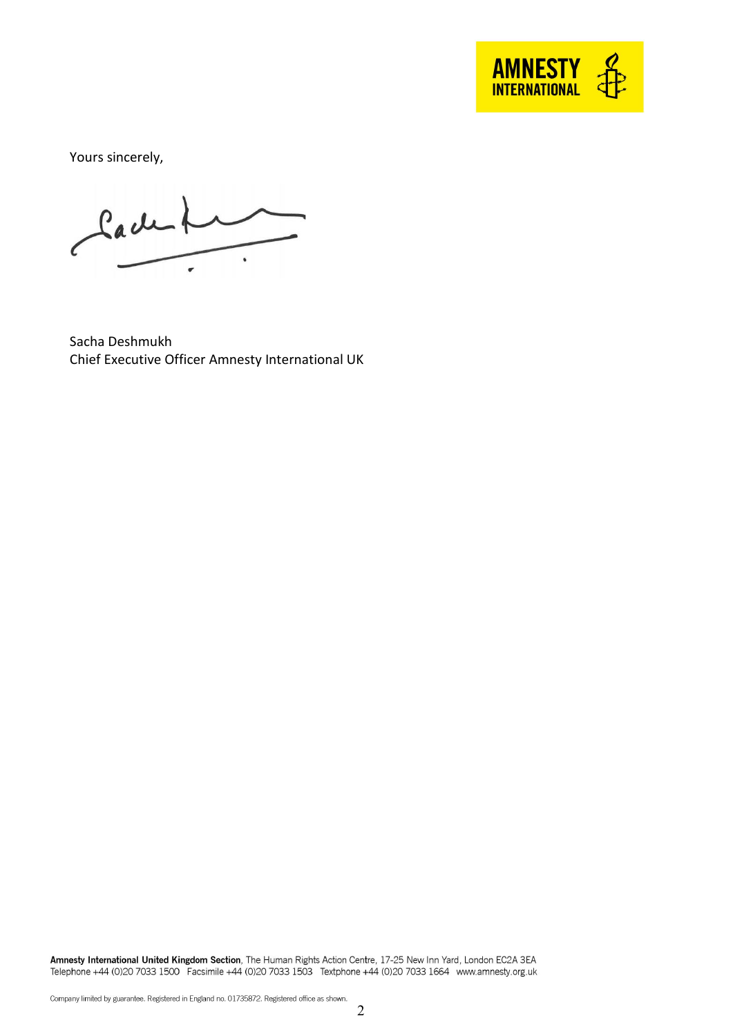Yours sincerely,

Sacha Deshmukh
Chief Executive Officer Amnesty International UK

**Amnesty International United Kingdom Section**, The Human Rights Action Centre, 17-25 New Inn Yard, London EC2A 3EA
Telephone +44 (0)20 7033 1500 Facsimile +44 (0)20 7033 1503 Textphone +44 (0)20 7033 1664 www.amnesty.org.uk

Company limited by guarantee. Registered in England no. 01735872. Registered office as shown.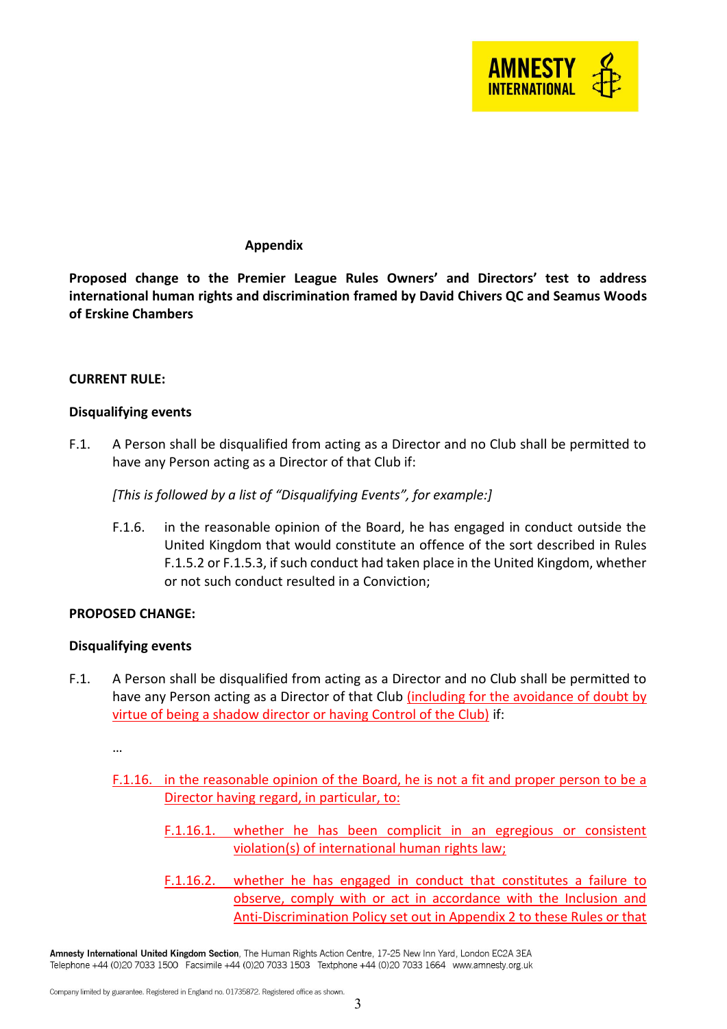**Appendix**

**Proposed change to the Premier League Rules Owners' and Directors' test to address international human rights and discrimination framed by David Chivers QC and Seamus Woods of Erskine Chambers**

**CURRENT RULE:**

**Disqualifying events**

F.1. A Person shall be disqualified from acting as a Director and no Club shall be permitted to have any Person acting as a Director of that Club if:

*[This is followed by a list of "Disqualifying Events", for example:]*

F.1.6. in the reasonable opinion of the Board, he has engaged in conduct outside the United Kingdom that would constitute an offence of the sort described in Rules F.1.5.2 or F.1.5.3, if such conduct had taken place in the United Kingdom, whether or not such conduct resulted in a Conviction;

**PROPOSED CHANGE:**

**Disqualifying events**

F.1. A Person shall be disqualified from acting as a Director and no Club shall be permitted to have any Person acting as a Director of that Club (including for the avoidance of doubt by virtue of being a shadow director or having Control of the Club) if:

…

F.1.16. in the reasonable opinion of the Board, he is not a fit and proper person to be a Director having regard, in particular, to:

F.1.16.1. whether he has been complicit in an egregious or consistent violation(s) of international human rights law;

F.1.16.2. whether he has engaged in conduct that constitutes a failure to observe, comply with or act in accordance with the Inclusion and Anti-Discrimination Policy set out in Appendix 2 to these Rules or that

**Amnesty International United Kingdom Section**, The Human Rights Action Centre, 17-25 New Inn Yard, London EC2A 3EA
Telephone +44 (0)20 7033 1500 Facsimile +44 (0)20 7033 1503 Textphone +44 (0)20 7033 1664 www.amnesty.org.uk

Company limited by guarantee. Registered in England no. 01735872. Registered office as shown.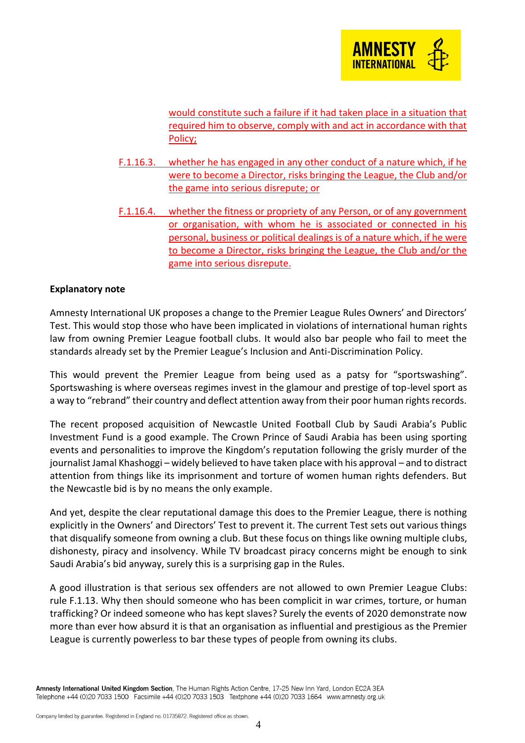would constitute such a failure if it had taken place in a situation that required him to observe, comply with and act in accordance with that Policy;

F.1.16.3. whether he has engaged in any other conduct of a nature which, if he were to become a Director, risks bringing the League, the Club and/or the game into serious disrepute; or

F.1.16.4. whether the fitness or propriety of any Person, or of any government or organisation, with whom he is associated or connected in his personal, business or political dealings is of a nature which, if he were to become a Director, risks bringing the League, the Club and/or the game into serious disrepute.

**Explanatory note**

Amnesty International UK proposes a change to the Premier League Rules Owners' and Directors' Test. This would stop those who have been implicated in violations of international human rights law from owning Premier League football clubs. It would also bar people who fail to meet the standards already set by the Premier League's Inclusion and Anti-Discrimination Policy.

This would prevent the Premier League from being used as a patsy for "sportswashing". Sportswashing is where overseas regimes invest in the glamour and prestige of top-level sport as a way to "rebrand" their country and deflect attention away from their poor human rights records.

The recent proposed acquisition of Newcastle United Football Club by Saudi Arabia's Public Investment Fund is a good example. The Crown Prince of Saudi Arabia has been using sporting events and personalities to improve the Kingdom's reputation following the grisly murder of the journalist Jamal Khashoggi – widely believed to have taken place with his approval – and to distract attention from things like its imprisonment and torture of women human rights defenders. But the Newcastle bid is by no means the only example.

And yet, despite the clear reputational damage this does to the Premier League, there is nothing explicitly in the Owners' and Directors' Test to prevent it. The current Test sets out various things that disqualify someone from owning a club. But these focus on things like owning multiple clubs, dishonesty, piracy and insolvency. While TV broadcast piracy concerns might be enough to sink Saudi Arabia's bid anyway, surely this is a surprising gap in the Rules.

A good illustration is that serious sex offenders are not allowed to own Premier League Clubs: rule F.1.13. Why then should someone who has been complicit in war crimes, torture, or human trafficking? Or indeed someone who has kept slaves? Surely the events of 2020 demonstrate now more than ever how absurd it is that an organisation as influential and prestigious as the Premier League is currently powerless to bar these types of people from owning its clubs.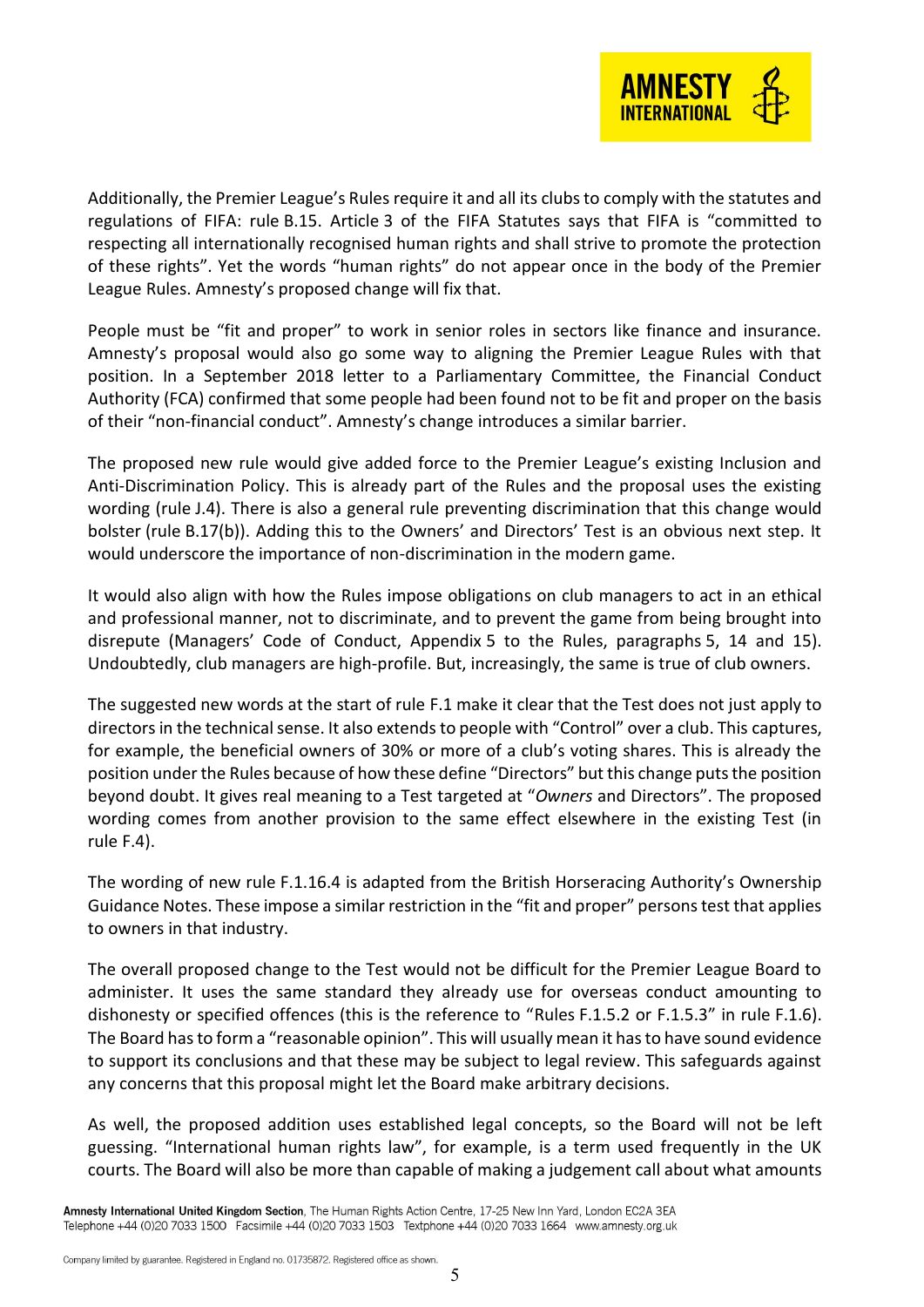Additionally, the Premier League's Rules require it and all its clubs to comply with the statutes and regulations of FIFA: rule B.15. Article 3 of the FIFA Statutes says that FIFA is "committed to respecting all internationally recognised human rights and shall strive to promote the protection of these rights". Yet the words "human rights" do not appear once in the body of the Premier League Rules. Amnesty's proposed change will fix that.

People must be "fit and proper" to work in senior roles in sectors like finance and insurance. Amnesty's proposal would also go some way to aligning the Premier League Rules with that position. In a September 2018 letter to a Parliamentary Committee, the Financial Conduct Authority (FCA) confirmed that some people had been found not to be fit and proper on the basis of their "non-financial conduct". Amnesty's change introduces a similar barrier.

The proposed new rule would give added force to the Premier League's existing Inclusion and Anti-Discrimination Policy. This is already part of the Rules and the proposal uses the existing wording (rule J.4). There is also a general rule preventing discrimination that this change would bolster (rule B.17(b)). Adding this to the Owners' and Directors' Test is an obvious next step. It would underscore the importance of non-discrimination in the modern game.

It would also align with how the Rules impose obligations on club managers to act in an ethical and professional manner, not to discriminate, and to prevent the game from being brought into disrepute (Managers' Code of Conduct, Appendix 5 to the Rules, paragraphs 5, 14 and 15). Undoubtedly, club managers are high-profile. But, increasingly, the same is true of club owners.

The suggested new words at the start of rule F.1 make it clear that the Test does not just apply to directors in the technical sense. It also extends to people with "Control" over a club. This captures, for example, the beneficial owners of 30% or more of a club's voting shares. This is already the position under the Rules because of how these define "Directors" but this change puts the position beyond doubt. It gives real meaning to a Test targeted at "*Owners* and Directors". The proposed wording comes from another provision to the same effect elsewhere in the existing Test (in rule F.4).

The wording of new rule F.1.16.4 is adapted from the British Horseracing Authority's Ownership Guidance Notes. These impose a similar restriction in the "fit and proper" persons test that applies to owners in that industry.

The overall proposed change to the Test would not be difficult for the Premier League Board to administer. It uses the same standard they already use for overseas conduct amounting to dishonesty or specified offences (this is the reference to "Rules F.1.5.2 or F.1.5.3" in rule F.1.6). The Board has to form a "reasonable opinion". This will usually mean it has to have sound evidence to support its conclusions and that these may be subject to legal review. This safeguards against any concerns that this proposal might let the Board make arbitrary decisions.

As well, the proposed addition uses established legal concepts, so the Board will not be left guessing. "International human rights law", for example, is a term used frequently in the UK courts. The Board will also be more than capable of making a judgement call about what amounts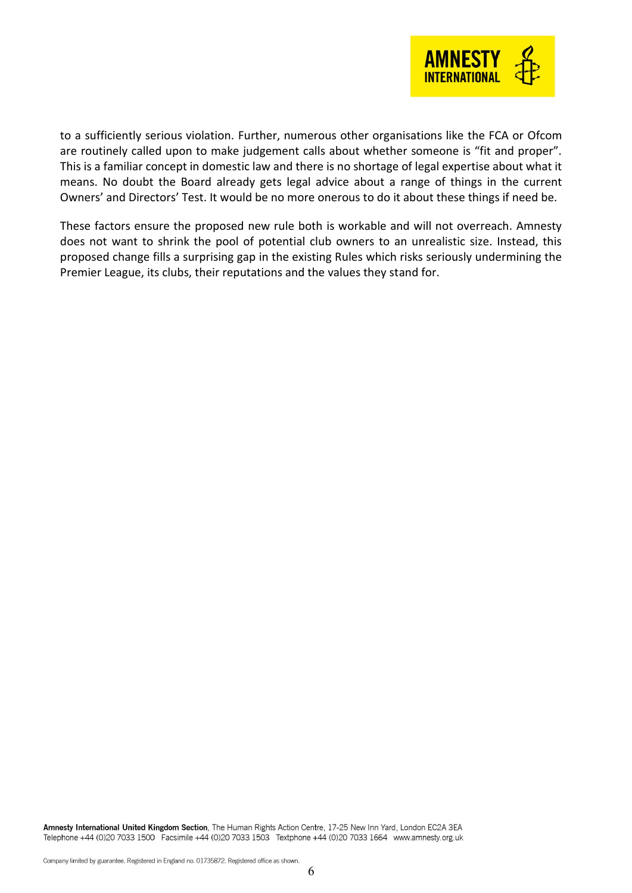to a sufficiently serious violation. Further, numerous other organisations like the FCA or Ofcom are routinely called upon to make judgement calls about whether someone is "fit and proper". This is a familiar concept in domestic law and there is no shortage of legal expertise about what it means. No doubt the Board already gets legal advice about a range of things in the current Owners' and Directors' Test. It would be no more onerous to do it about these things if need be.

These factors ensure the proposed new rule both is workable and will not overreach. Amnesty does not want to shrink the pool of potential club owners to an unrealistic size. Instead, this proposed change fills a surprising gap in the existing Rules which risks seriously undermining the Premier League, its clubs, their reputations and the values they stand for.